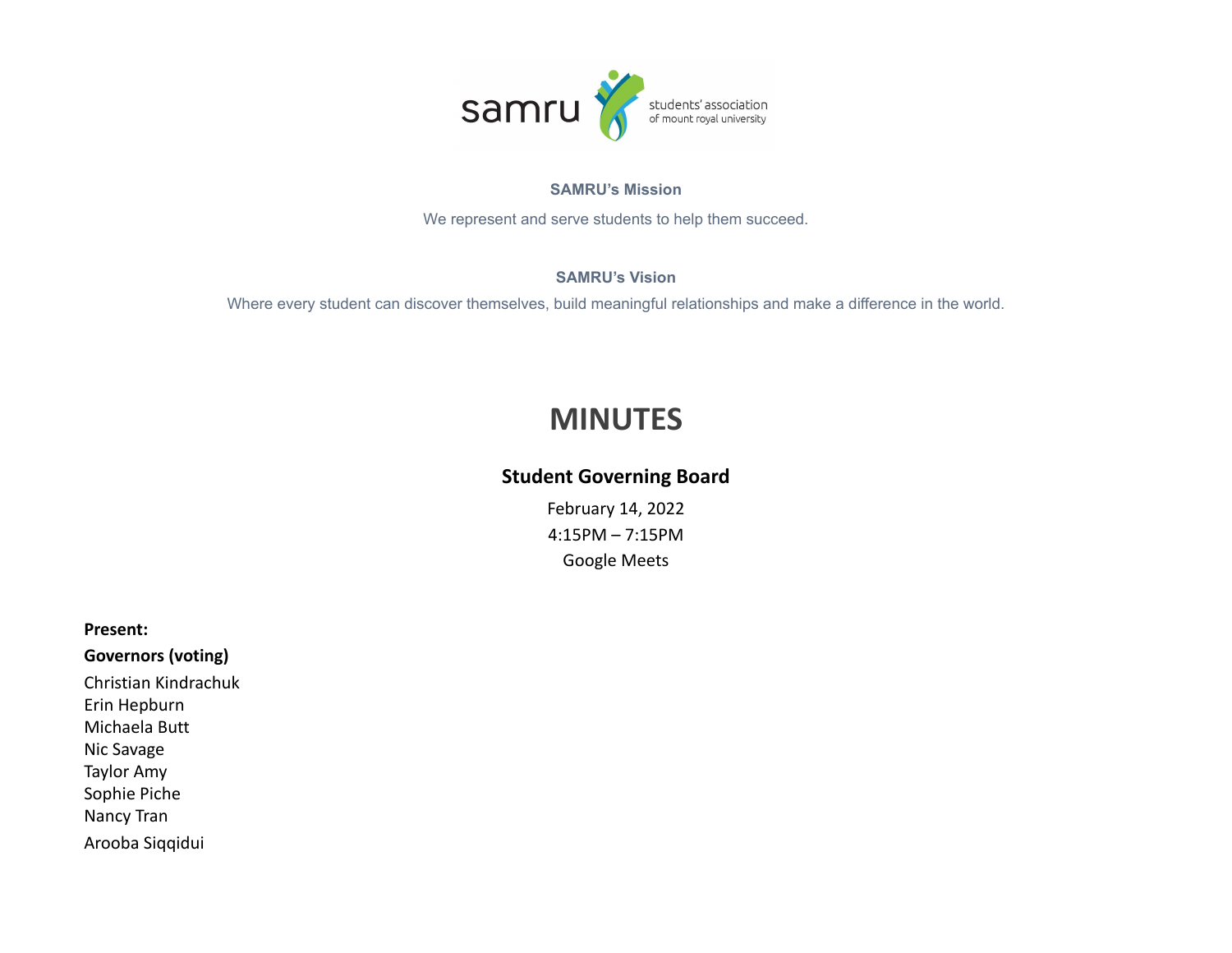samru students' association of mount royal university

**SAMRU's Mission**

We represent and serve students to help them succeed.

**SAMRU's Vision**

Where every student can discover themselves, build meaningful relationships and make a difference in the world.

# MINUTES

## Student Governing Board

February 14, 2022
4:15PM – 7:15PM
Google Meets

**Present:**

**Governors (voting)**

Christian Kindrachuk
Erin Hepburn
Michaela Butt
Nic Savage
Taylor Amy
Sophie Piche
Nancy Tran
Arooba Siqqidui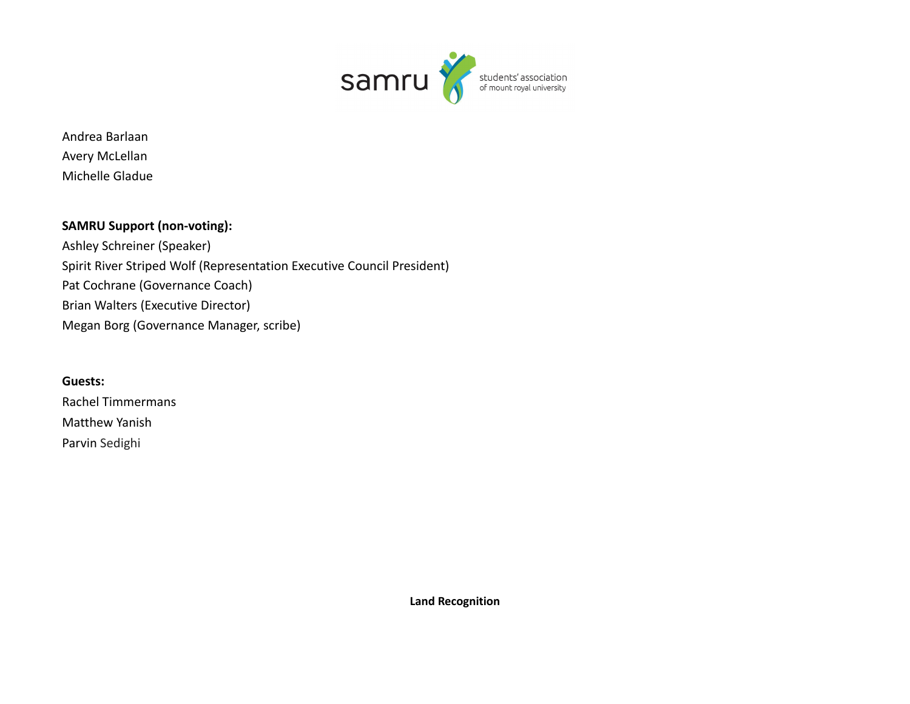Andrea Barlaan
Avery McLellan
Michelle Gladue

**SAMRU Support (non-voting):**
Ashley Schreiner (Speaker)
Spirit River Striped Wolf (Representation Executive Council President)
Pat Cochrane (Governance Coach)
Brian Walters (Executive Director)
Megan Borg (Governance Manager, scribe)

**Guests:**
Rachel Timmermans
Matthew Yanish
Parvin Sedighi

**Land Recognition**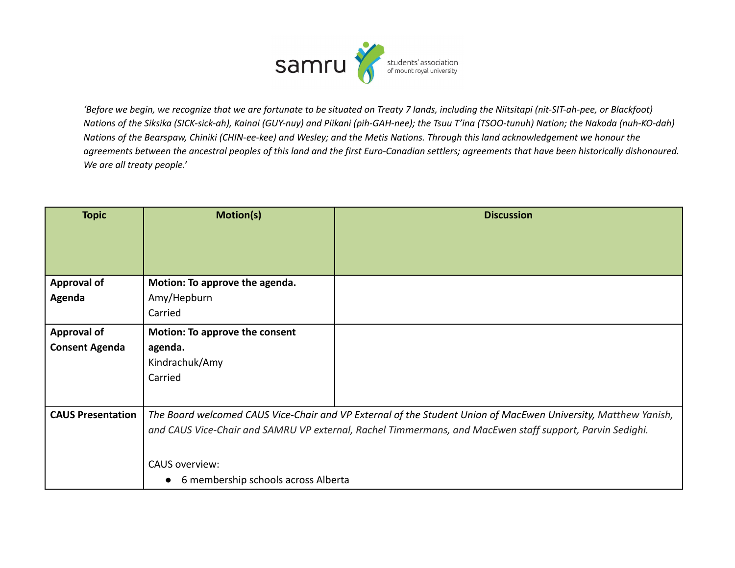*'Before we begin, we recognize that we are fortunate to be situated on Treaty 7 lands, including the Niitsitapi (nit-SIT-ah-pee, or Blackfoot) Nations of the Siksika (SICK-sick-ah), Kainai (GUY-nuy) and Piikani (pih-GAH-nee); the Tsuu T'ina (TSOO-tunuh) Nation; the Nakoda (nuh-KO-dah) Nations of the Bearspaw, Chiniki (CHIN-ee-kee) and Wesley; and the Metis Nations. Through this land acknowledgement we honour the agreements between the ancestral peoples of this land and the first Euro-Canadian settlers; agreements that have been historically dishonoured. We are all treaty people.'*

| Topic | Motion(s) | Discussion |
|---|---|---|
| **Approval of Agenda** | **Motion: To approve the agenda.**<br>Amy/Hepburn<br>Carried | |
| **Approval of Consent Agenda** | **Motion: To approve the consent agenda.**<br>Kindrachuk/Amy<br>Carried | |
| **CAUS Presentation** | *The Board welcomed CAUS Vice-Chair and VP External of the Student Union of MacEwen University, Matthew Yanish, and CAUS Vice-Chair and SAMRU VP external, Rachel Timmermans, and MacEwen staff support, Parvin Sedighi.*<br><br>CAUS overview:<br>● 6 membership schools across Alberta | |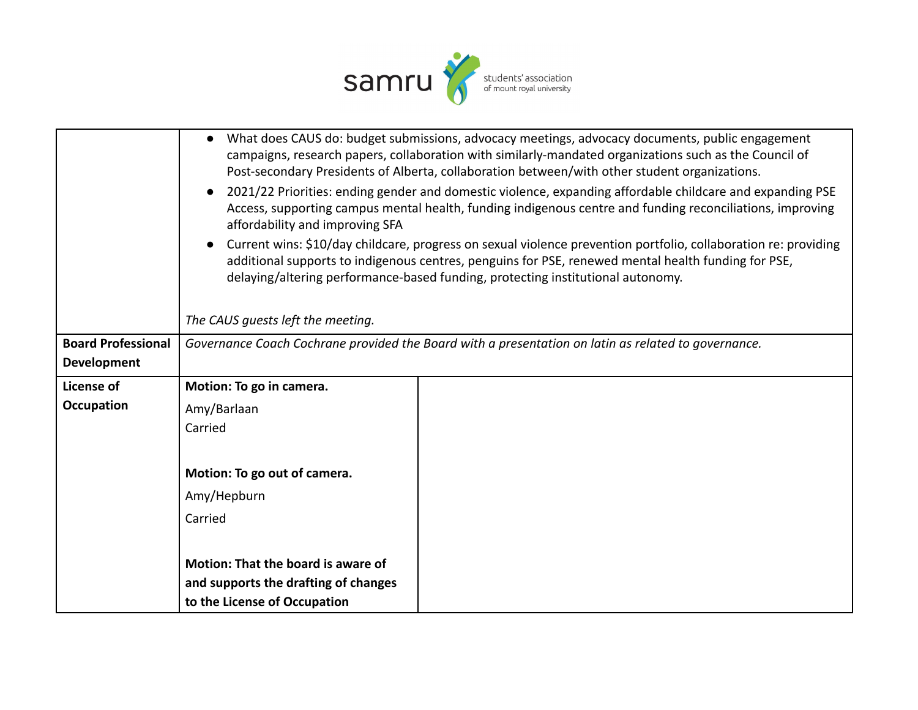| | | |
|---|---|---|
| | • What does CAUS do: budget submissions, advocacy meetings, advocacy documents, public engagement campaigns, research papers, collaboration with similarly-mandated organizations such as the Council of Post-secondary Presidents of Alberta, collaboration between/with other student organizations.<br>• 2021/22 Priorities: ending gender and domestic violence, expanding affordable childcare and expanding PSE Access, supporting campus mental health, funding indigenous centre and funding reconciliations, improving affordability and improving SFA<br>• Current wins: $10/day childcare, progress on sexual violence prevention portfolio, collaboration re: providing additional supports to indigenous centres, penguins for PSE, renewed mental health funding for PSE, delaying/altering performance-based funding, protecting institutional autonomy.<br><br>*The CAUS guests left the meeting.* | |
| **Board Professional Development** | *Governance Coach Cochrane provided the Board with a presentation on latin as related to governance.* | |
| **License of Occupation** | **Motion: To go in camera.**<br>Amy/Barlaan<br>Carried<br><br>**Motion: To go out of camera.**<br>Amy/Hepburn<br>Carried<br><br>**Motion: That the board is aware of and supports the drafting of changes to the License of Occupation** | |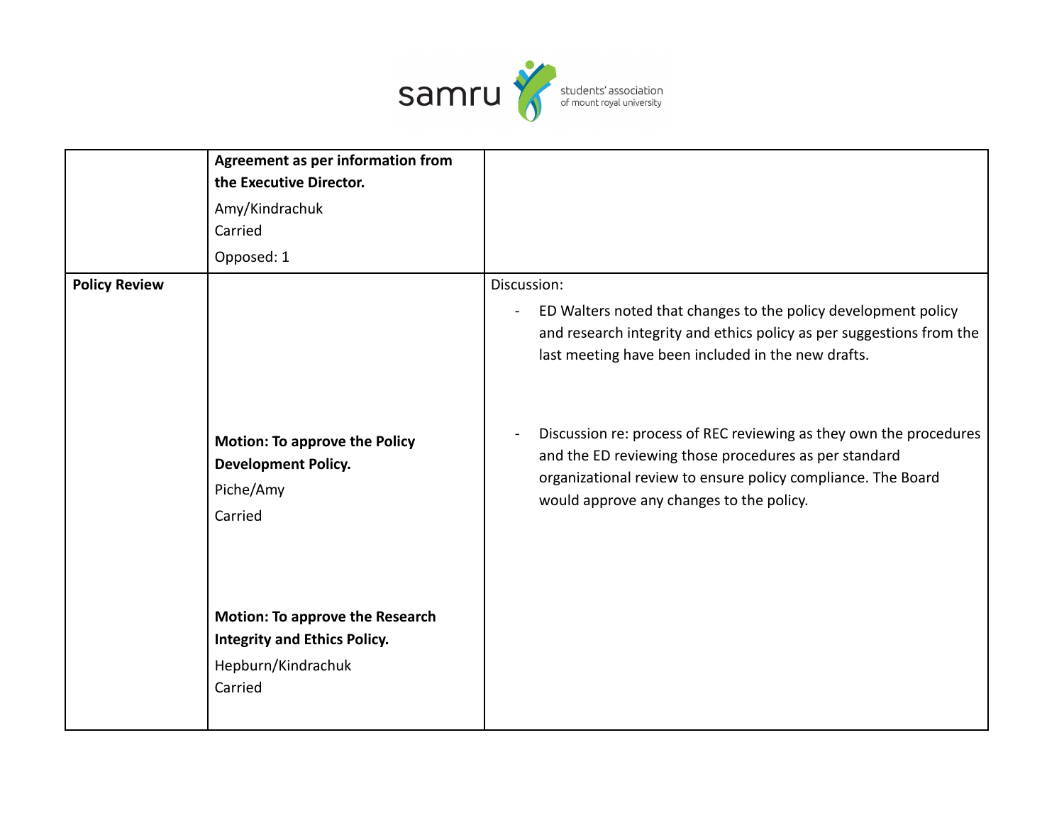| | | |
|---|---|---|
| | **Agreement as per information from the Executive Director.**<br>Amy/Kindrachuk<br>Carried<br>Opposed: 1 | |
| **Policy Review** | **Motion: To approve the Policy Development Policy.**<br>Piche/Amy<br>Carried<br><br>**Motion: To approve the Research Integrity and Ethics Policy.**<br>Hepburn/Kindrachuk<br>Carried | Discussion:<br>- ED Walters noted that changes to the policy development policy and research integrity and ethics policy as per suggestions from the last meeting have been included in the new drafts.<br>- Discussion re: process of REC reviewing as they own the procedures and the ED reviewing those procedures as per standard organizational review to ensure policy compliance. The Board would approve any changes to the policy. |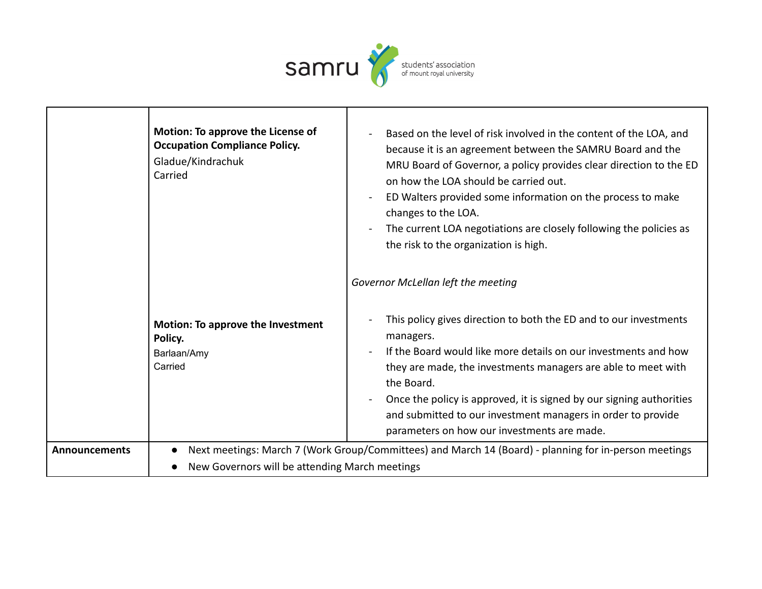| | | |
|---|---|---|
| | **Motion: To approve the License of Occupation Compliance Policy.**<br>Gladue/Kindrachuk<br>Carried | - Based on the level of risk involved in the content of the LOA, and because it is an agreement between the SAMRU Board and the MRU Board of Governor, a policy provides clear direction to the ED on how the LOA should be carried out.<br>- ED Walters provided some information on the process to make changes to the LOA.<br>- The current LOA negotiations are closely following the policies as the risk to the organization is high.<br><br>*Governor McLellan left the meeting* |
| | **Motion: To approve the Investment Policy.**<br>Barlaan/Amy<br>Carried | - This policy gives direction to both the ED and to our investments managers.<br>- If the Board would like more details on our investments and how they are made, the investments managers are able to meet with the Board.<br>- Once the policy is approved, it is signed by our signing authorities and submitted to our investment managers in order to provide parameters on how our investments are made. |
| **Announcements** | ● Next meetings: March 7 (Work Group/Committees) and March 14 (Board) - planning for in-person meetings<br>● New Governors will be attending March meetings | |